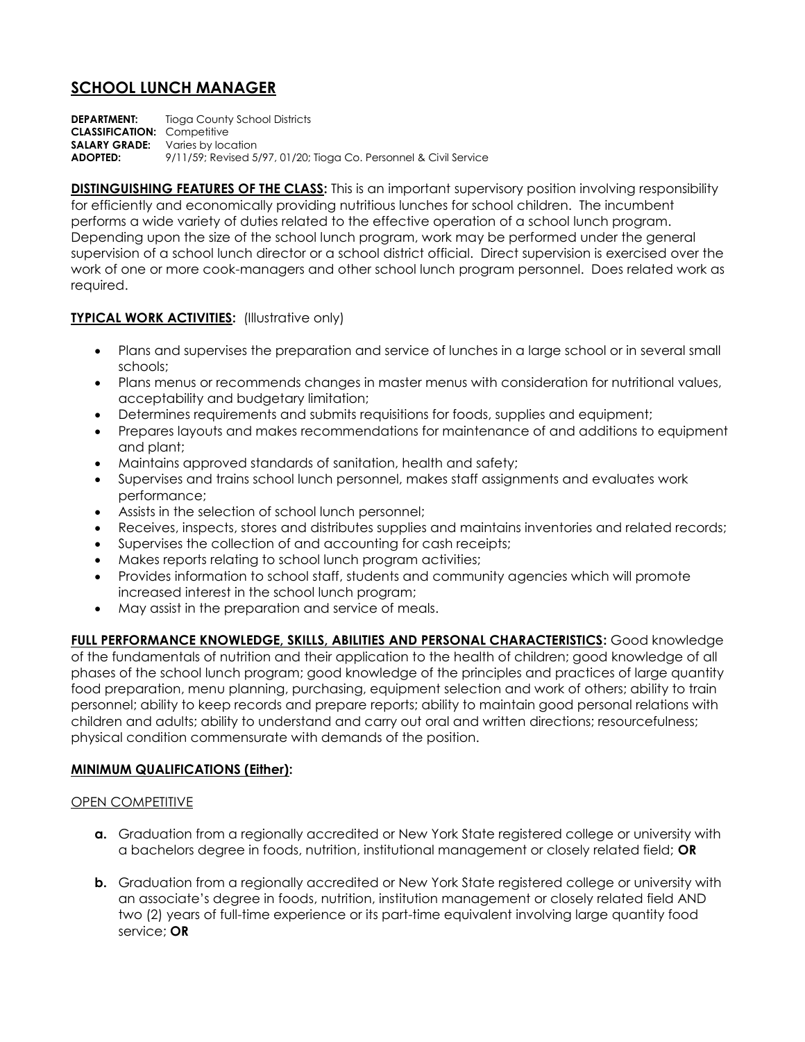# SCHOOL LUNCH MANAGER

**DEPARTMENT:** Tioga County School Districts
**CLASSIFICATION:** Competitive
**SALARY GRADE:** Varies by location
**ADOPTED:** 9/11/59; Revised 5/97, 01/20; Tioga Co. Personnel & Civil Service

**DISTINGUISHING FEATURES OF THE CLASS:** This is an important supervisory position involving responsibility for efficiently and economically providing nutritious lunches for school children. The incumbent performs a wide variety of duties related to the effective operation of a school lunch program. Depending upon the size of the school lunch program, work may be performed under the general supervision of a school lunch director or a school district official. Direct supervision is exercised over the work of one or more cook-managers and other school lunch program personnel. Does related work as required.

**TYPICAL WORK ACTIVITIES:** (Illustrative only)

- Plans and supervises the preparation and service of lunches in a large school or in several small schools;
- Plans menus or recommends changes in master menus with consideration for nutritional values, acceptability and budgetary limitation;
- Determines requirements and submits requisitions for foods, supplies and equipment;
- Prepares layouts and makes recommendations for maintenance of and additions to equipment and plant;
- Maintains approved standards of sanitation, health and safety;
- Supervises and trains school lunch personnel, makes staff assignments and evaluates work performance;
- Assists in the selection of school lunch personnel;
- Receives, inspects, stores and distributes supplies and maintains inventories and related records;
- Supervises the collection of and accounting for cash receipts;
- Makes reports relating to school lunch program activities;
- Provides information to school staff, students and community agencies which will promote increased interest in the school lunch program;
- May assist in the preparation and service of meals.

**FULL PERFORMANCE KNOWLEDGE, SKILLS, ABILITIES AND PERSONAL CHARACTERISTICS:** Good knowledge of the fundamentals of nutrition and their application to the health of children; good knowledge of all phases of the school lunch program; good knowledge of the principles and practices of large quantity food preparation, menu planning, purchasing, equipment selection and work of others; ability to train personnel; ability to keep records and prepare reports; ability to maintain good personal relations with children and adults; ability to understand and carry out oral and written directions; resourcefulness; physical condition commensurate with demands of the position.

**MINIMUM QUALIFICATIONS (Either):**

OPEN COMPETITIVE

**a.** Graduation from a regionally accredited or New York State registered college or university with a bachelors degree in foods, nutrition, institutional management or closely related field; **OR**

**b.** Graduation from a regionally accredited or New York State registered college or university with an associate's degree in foods, nutrition, institution management or closely related field AND two (2) years of full-time experience or its part-time equivalent involving large quantity food service; **OR**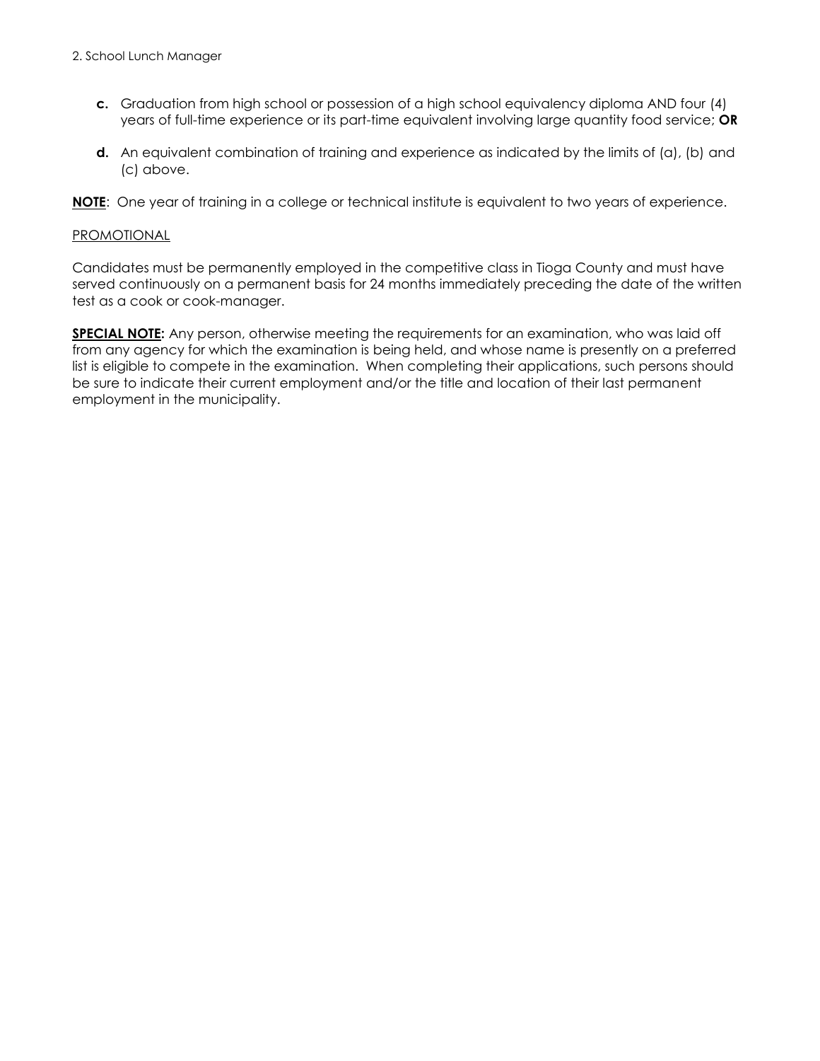- **c.** Graduation from high school or possession of a high school equivalency diploma AND four (4) years of full-time experience or its part-time equivalent involving large quantity food service; **OR**

- **d.** An equivalent combination of training and experience as indicated by the limits of (a), (b) and (c) above.

**NOTE**: One year of training in a college or technical institute is equivalent to two years of experience.

PROMOTIONAL

Candidates must be permanently employed in the competitive class in Tioga County and must have served continuously on a permanent basis for 24 months immediately preceding the date of the written test as a cook or cook-manager.

**SPECIAL NOTE:** Any person, otherwise meeting the requirements for an examination, who was laid off from any agency for which the examination is being held, and whose name is presently on a preferred list is eligible to compete in the examination. When completing their applications, such persons should be sure to indicate their current employment and/or the title and location of their last permanent employment in the municipality.